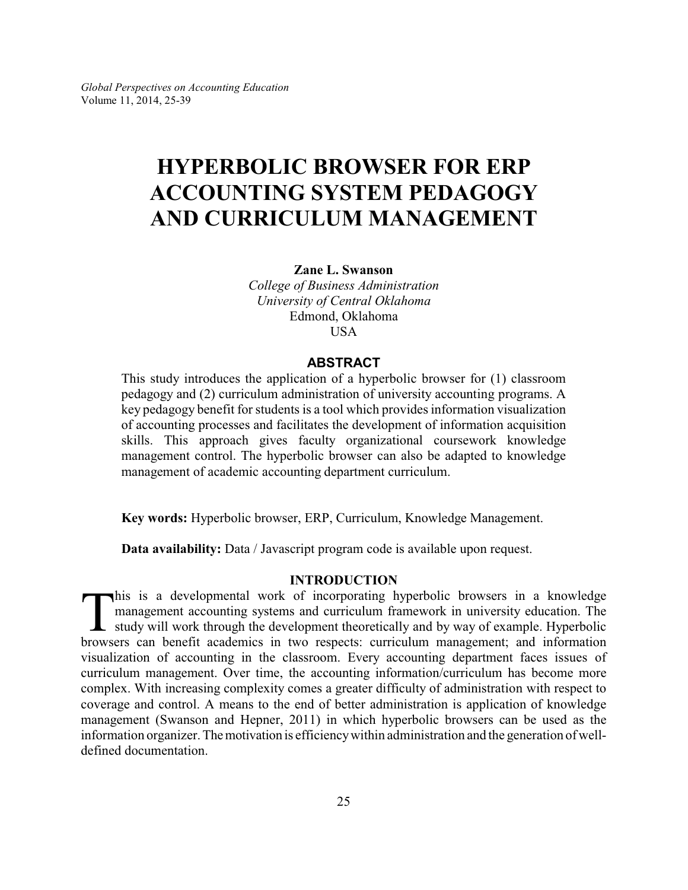# HYPERBOLIC BROWSER FOR ERP ACCOUNTING SYSTEM PEDAGOGY AND CURRICULUM MANAGEMENT

**Zane L. Swanson**
*College of Business Administration*
*University of Central Oklahoma*
Edmond, Oklahoma
USA

## ABSTRACT

This study introduces the application of a hyperbolic browser for (1) classroom pedagogy and (2) curriculum administration of university accounting programs. A key pedagogy benefit for students is a tool which provides information visualization of accounting processes and facilitates the development of information acquisition skills. This approach gives faculty organizational coursework knowledge management control. The hyperbolic browser can also be adapted to knowledge management of academic accounting department curriculum.

**Key words:** Hyperbolic browser, ERP, Curriculum, Knowledge Management.

**Data availability:** Data / Javascript program code is available upon request.

## INTRODUCTION

This is a developmental work of incorporating hyperbolic browsers in a knowledge management accounting systems and curriculum framework in university education. The study will work through the development theoretically and by way of example. Hyperbolic browsers can benefit academics in two respects: curriculum management; and information visualization of accounting in the classroom. Every accounting department faces issues of curriculum management. Over time, the accounting information/curriculum has become more complex. With increasing complexity comes a greater difficulty of administration with respect to coverage and control. A means to the end of better administration is application of knowledge management (Swanson and Hepner, 2011) in which hyperbolic browsers can be used as the information organizer. The motivation is efficiency within administration and the generation of well-defined documentation.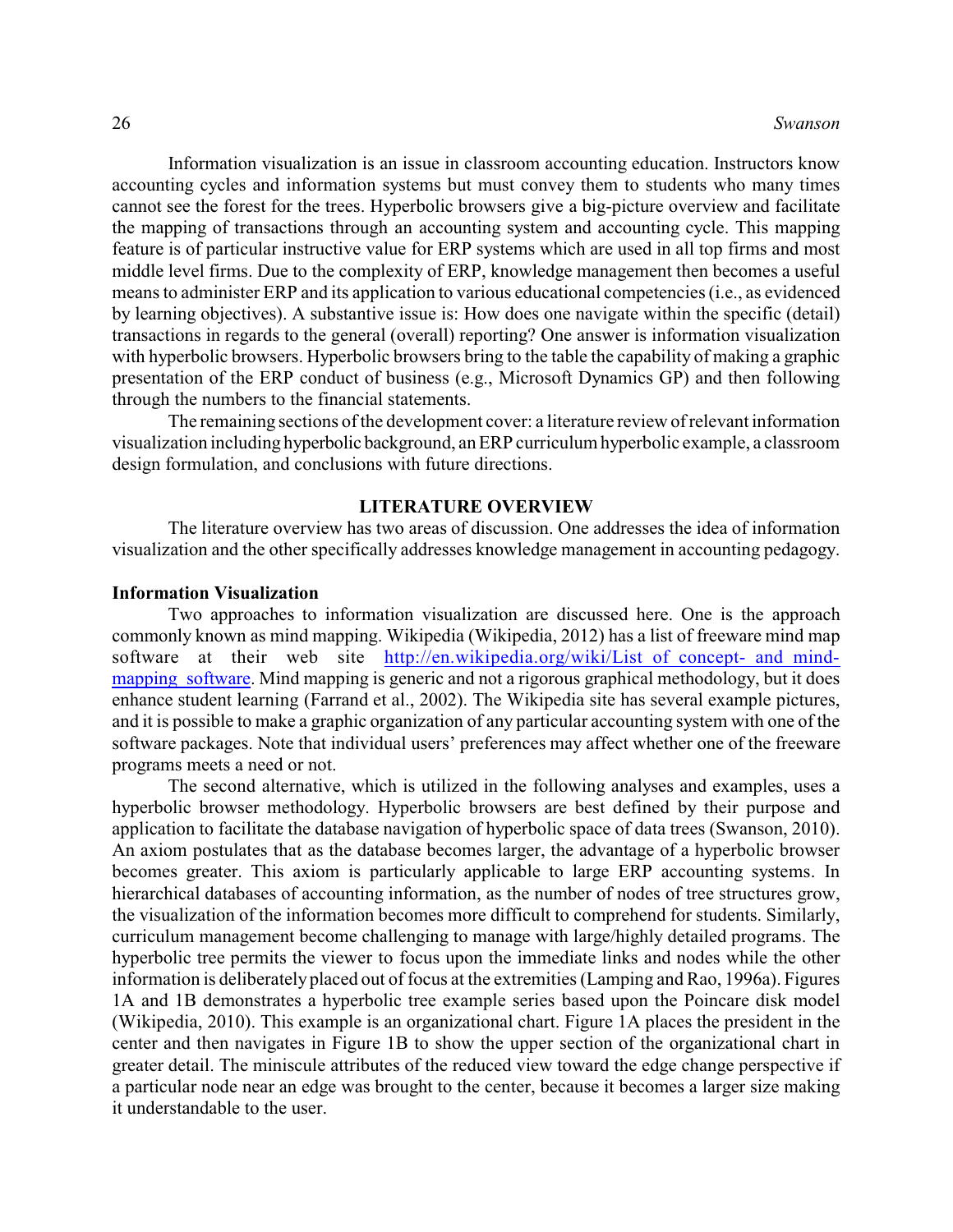Information visualization is an issue in classroom accounting education. Instructors know accounting cycles and information systems but must convey them to students who many times cannot see the forest for the trees. Hyperbolic browsers give a big-picture overview and facilitate the mapping of transactions through an accounting system and accounting cycle. This mapping feature is of particular instructive value for ERP systems which are used in all top firms and most middle level firms. Due to the complexity of ERP, knowledge management then becomes a useful means to administer ERP and its application to various educational competencies (i.e., as evidenced by learning objectives). A substantive issue is: How does one navigate within the specific (detail) transactions in regards to the general (overall) reporting? One answer is information visualization with hyperbolic browsers. Hyperbolic browsers bring to the table the capability of making a graphic presentation of the ERP conduct of business (e.g., Microsoft Dynamics GP) and then following through the numbers to the financial statements.

The remaining sections of the development cover: a literature review of relevant information visualization including hyperbolic background, an ERP curriculum hyperbolic example, a classroom design formulation, and conclusions with future directions.

## LITERATURE OVERVIEW

The literature overview has two areas of discussion. One addresses the idea of information visualization and the other specifically addresses knowledge management in accounting pedagogy.

### Information Visualization

Two approaches to information visualization are discussed here. One is the approach commonly known as mind mapping. Wikipedia (Wikipedia, 2012) has a list of freeware mind map software at their web site [http://en.wikipedia.org/wiki/List_of_concept-_and_mind-mapping_software](http://en.wikipedia.org/wiki/List_of_concept-_and_mind-mapping_software). Mind mapping is generic and not a rigorous graphical methodology, but it does enhance student learning (Farrand et al., 2002). The Wikipedia site has several example pictures, and it is possible to make a graphic organization of any particular accounting system with one of the software packages. Note that individual users' preferences may affect whether one of the freeware programs meets a need or not.

The second alternative, which is utilized in the following analyses and examples, uses a hyperbolic browser methodology. Hyperbolic browsers are best defined by their purpose and application to facilitate the database navigation of hyperbolic space of data trees (Swanson, 2010). An axiom postulates that as the database becomes larger, the advantage of a hyperbolic browser becomes greater. This axiom is particularly applicable to large ERP accounting systems. In hierarchical databases of accounting information, as the number of nodes of tree structures grow, the visualization of the information becomes more difficult to comprehend for students. Similarly, curriculum management become challenging to manage with large/highly detailed programs. The hyperbolic tree permits the viewer to focus upon the immediate links and nodes while the other information is deliberately placed out of focus at the extremities (Lamping and Rao, 1996a). Figures 1A and 1B demonstrates a hyperbolic tree example series based upon the Poincare disk model (Wikipedia, 2010). This example is an organizational chart. Figure 1A places the president in the center and then navigates in Figure 1B to show the upper section of the organizational chart in greater detail. The miniscule attributes of the reduced view toward the edge change perspective if a particular node near an edge was brought to the center, because it becomes a larger size making it understandable to the user.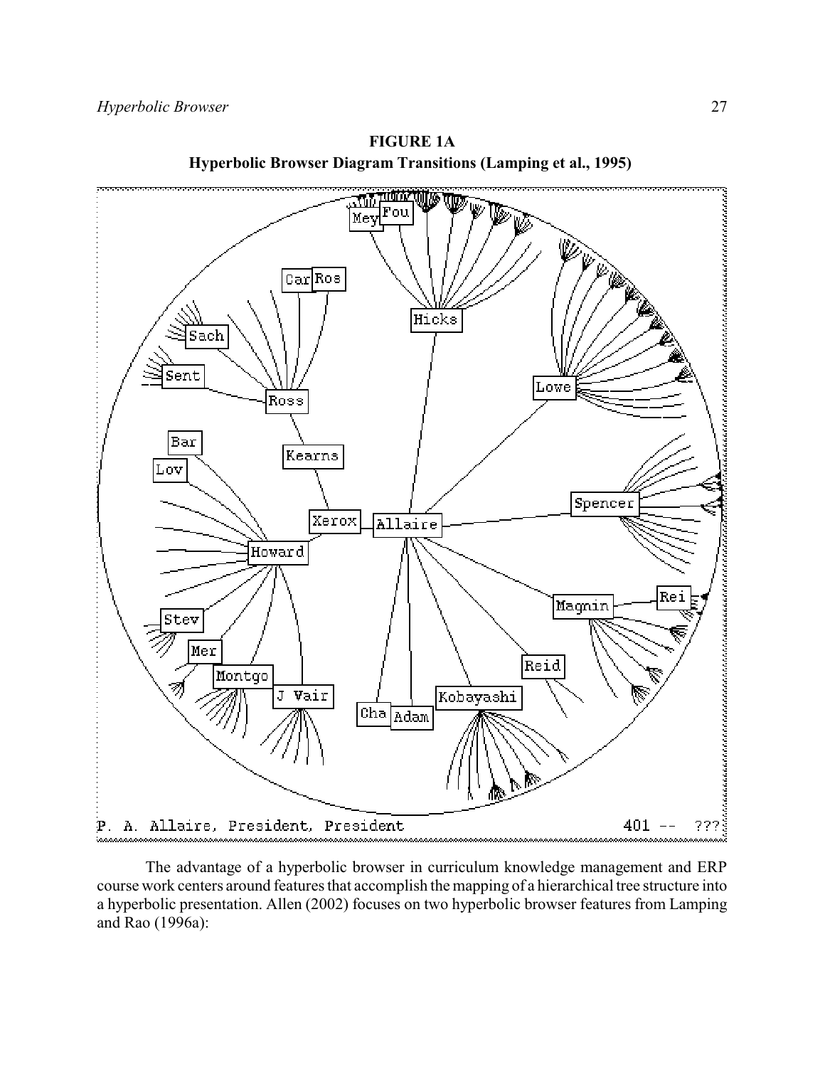**FIGURE 1A**
**Hyperbolic Browser Diagram Transitions (Lamping et al., 1995)**

The advantage of a hyperbolic browser in curriculum knowledge management and ERP course work centers around features that accomplish the mapping of a hierarchical tree structure into a hyperbolic presentation. Allen (2002) focuses on two hyperbolic browser features from Lamping and Rao (1996a):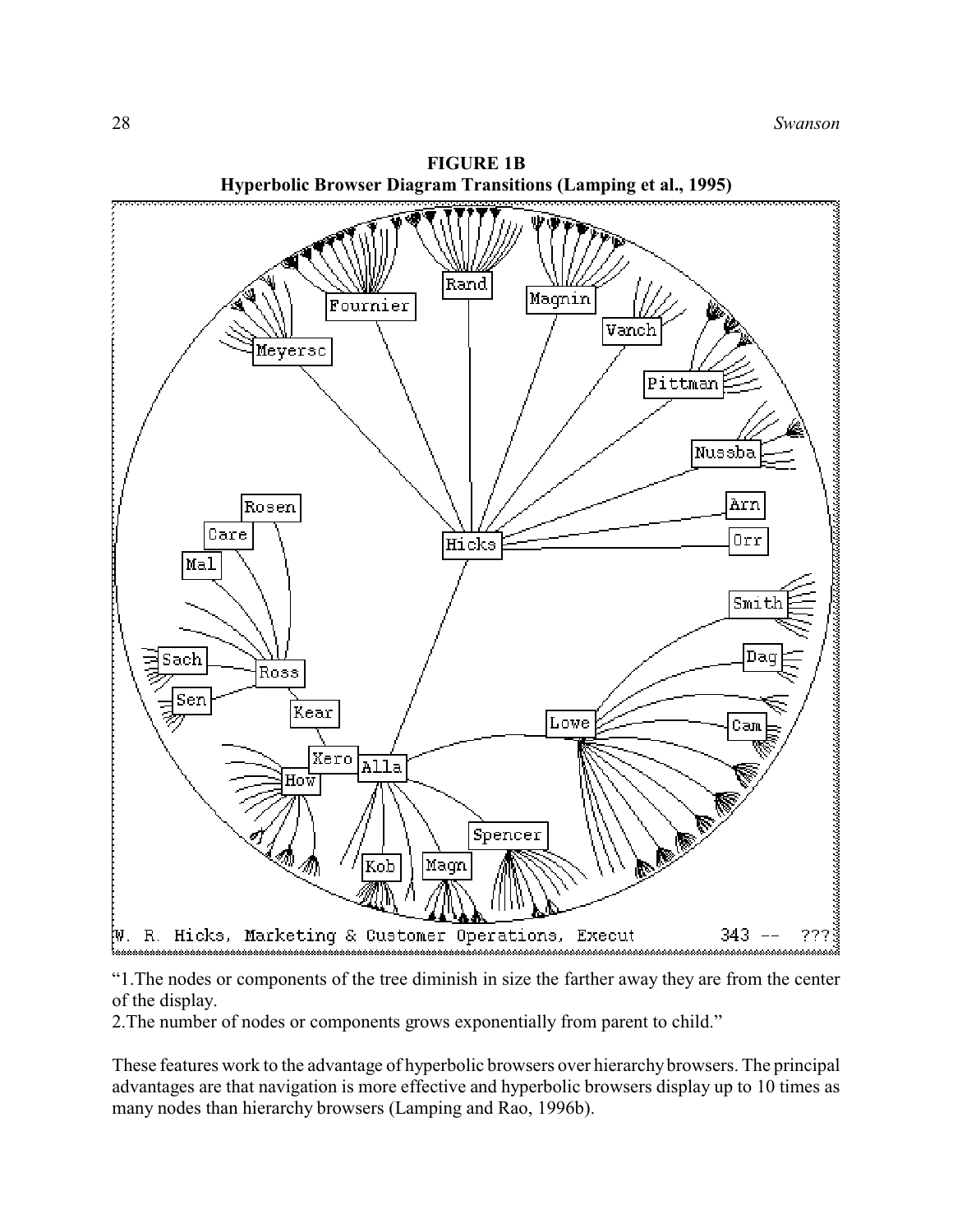**FIGURE 1B**
**Hyperbolic Browser Diagram Transitions (Lamping et al., 1995)**

“1.The nodes or components of the tree diminish in size the farther away they are from the center of the display.
2.The number of nodes or components grows exponentially from parent to child.”

These features work to the advantage of hyperbolic browsers over hierarchy browsers. The principal advantages are that navigation is more effective and hyperbolic browsers display up to 10 times as many nodes than hierarchy browsers (Lamping and Rao, 1996b).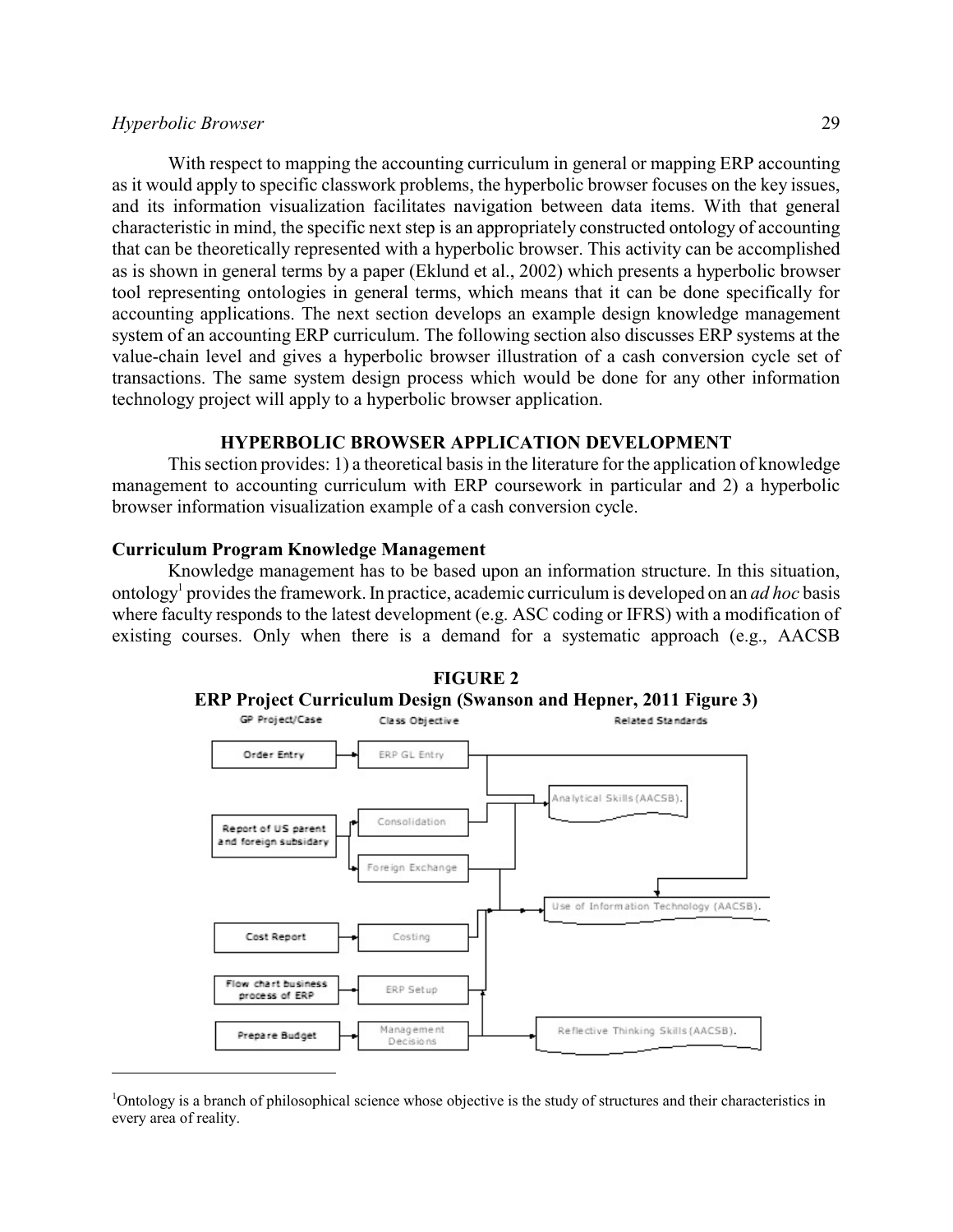With respect to mapping the accounting curriculum in general or mapping ERP accounting as it would apply to specific classwork problems, the hyperbolic browser focuses on the key issues, and its information visualization facilitates navigation between data items. With that general characteristic in mind, the specific next step is an appropriately constructed ontology of accounting that can be theoretically represented with a hyperbolic browser. This activity can be accomplished as is shown in general terms by a paper (Eklund et al., 2002) which presents a hyperbolic browser tool representing ontologies in general terms, which means that it can be done specifically for accounting applications. The next section develops an example design knowledge management system of an accounting ERP curriculum. The following section also discusses ERP systems at the value-chain level and gives a hyperbolic browser illustration of a cash conversion cycle set of transactions. The same system design process which would be done for any other information technology project will apply to a hyperbolic browser application.

## HYPERBOLIC BROWSER APPLICATION DEVELOPMENT

This section provides: 1) a theoretical basis in the literature for the application of knowledge management to accounting curriculum with ERP coursework in particular and 2) a hyperbolic browser information visualization example of a cash conversion cycle.

### Curriculum Program Knowledge Management

Knowledge management has to be based upon an information structure. In this situation, ontology[1] provides the framework. In practice, academic curriculum is developed on an *ad hoc* basis where faculty responds to the latest development (e.g. ASC coding or IFRS) with a modification of existing courses. Only when there is a demand for a systematic approach (e.g., AACSB

**FIGURE 2**
**ERP Project Curriculum Design (Swanson and Hepner, 2011 Figure 3)**

GP Project/Case | Class Objective | Related Standards

- Order Entry → ERP GL Entry
- Report of US parent and foreign subsidary → Consolidation; Foreign Exchange
- Cost Report → Costing
- Flow chart business process of ERP → ERP Setup
- Prepare Budget → Management Decisions

Analytical Skills (AACSB).
Use of Information Technology (AACSB).
Reflective Thinking Skills (AACSB).

[1]Ontology is a branch of philosophical science whose objective is the study of structures and their characteristics in every area of reality.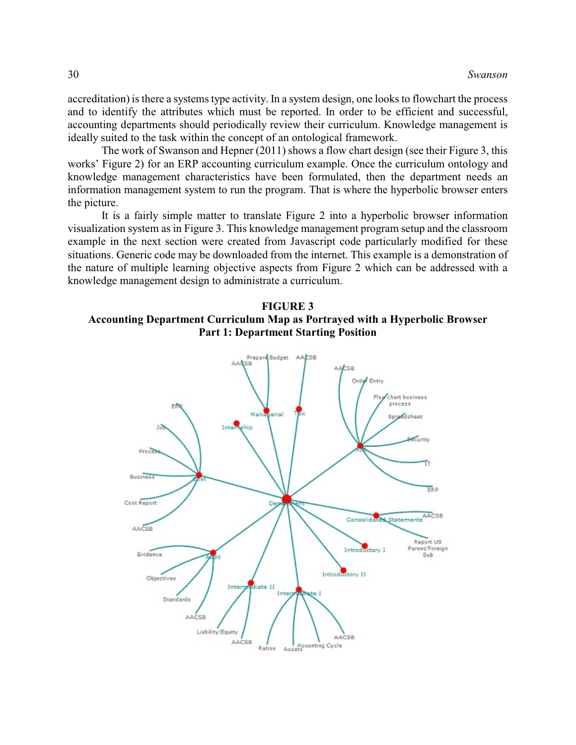accreditation) is there a systems type activity. In a system design, one looks to flowchart the process and to identify the attributes which must be reported. In order to be efficient and successful, accounting departments should periodically review their curriculum. Knowledge management is ideally suited to the task within the concept of an ontological framework.

The work of Swanson and Hepner (2011) shows a flow chart design (see their Figure 3, this works' Figure 2) for an ERP accounting curriculum example. Once the curriculum ontology and knowledge management characteristics have been formulated, then the department needs an information management system to run the program. That is where the hyperbolic browser enters the picture.

It is a fairly simple matter to translate Figure 2 into a hyperbolic browser information visualization system as in Figure 3. This knowledge management program setup and the classroom example in the next section were created from Javascript code particularly modified for these situations. Generic code may be downloaded from the internet. This example is a demonstration of the nature of multiple learning objective aspects from Figure 2 which can be addressed with a knowledge management design to administrate a curriculum.

**FIGURE 3**
**Accounting Department Curriculum Map as Portrayed with a Hyperbolic Browser**
**Part 1: Department Starting Position**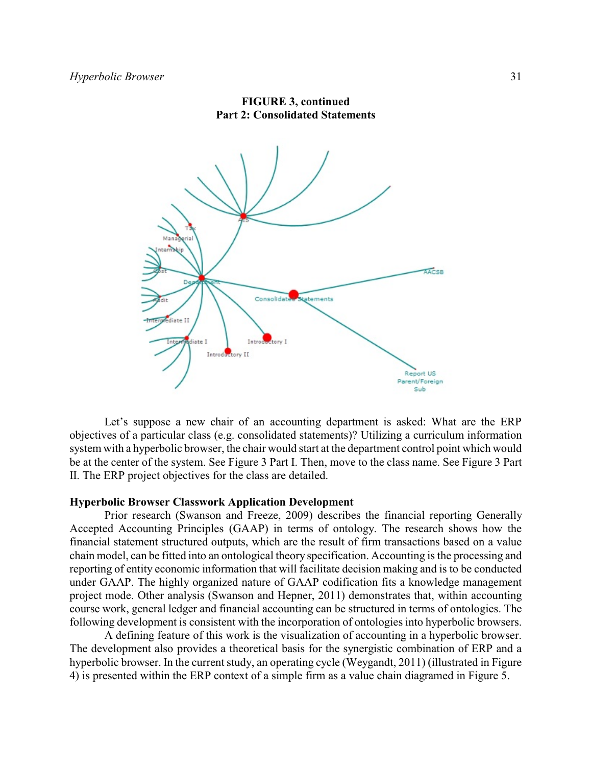**FIGURE 3, continued**
**Part 2: Consolidated Statements**

Let's suppose a new chair of an accounting department is asked: What are the ERP objectives of a particular class (e.g. consolidated statements)? Utilizing a curriculum information system with a hyperbolic browser, the chair would start at the department control point which would be at the center of the system. See Figure 3 Part I. Then, move to the class name. See Figure 3 Part II. The ERP project objectives for the class are detailed.

### Hyperbolic Browser Classwork Application Development

Prior research (Swanson and Freeze, 2009) describes the financial reporting Generally Accepted Accounting Principles (GAAP) in terms of ontology. The research shows how the financial statement structured outputs, which are the result of firm transactions based on a value chain model, can be fitted into an ontological theory specification. Accounting is the processing and reporting of entity economic information that will facilitate decision making and is to be conducted under GAAP. The highly organized nature of GAAP codification fits a knowledge management project mode. Other analysis (Swanson and Hepner, 2011) demonstrates that, within accounting course work, general ledger and financial accounting can be structured in terms of ontologies. The following development is consistent with the incorporation of ontologies into hyperbolic browsers.

A defining feature of this work is the visualization of accounting in a hyperbolic browser. The development also provides a theoretical basis for the synergistic combination of ERP and a hyperbolic browser. In the current study, an operating cycle (Weygandt, 2011) (illustrated in Figure 4) is presented within the ERP context of a simple firm as a value chain diagramed in Figure 5.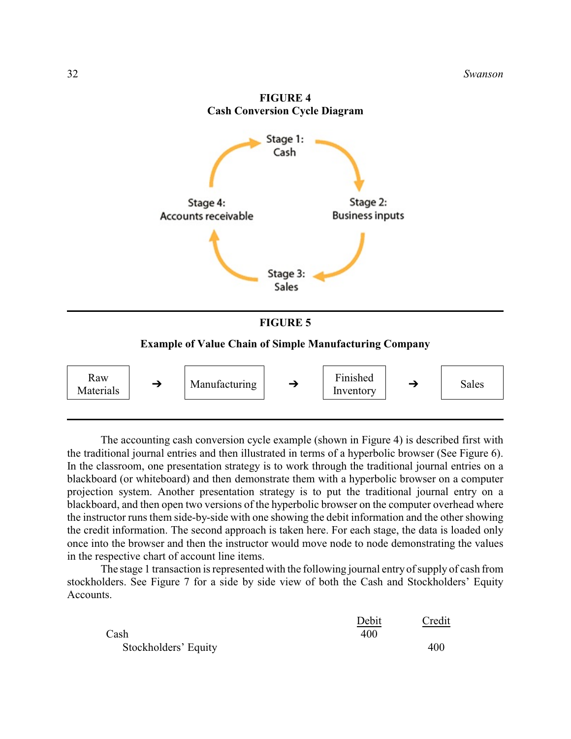**FIGURE 4**
**Cash Conversion Cycle Diagram**

Stage 1: Cash → Stage 2: Business inputs → Stage 3: Sales → Stage 4: Accounts receivable → Stage 1: Cash

---

**FIGURE 5**

**Example of Value Chain of Simple Manufacturing Company**

Raw Materials ➔ Manufacturing ➔ Finished Inventory ➔ Sales

---

The accounting cash conversion cycle example (shown in Figure 4) is described first with the traditional journal entries and then illustrated in terms of a hyperbolic browser (See Figure 6). In the classroom, one presentation strategy is to work through the traditional journal entries on a blackboard (or whiteboard) and then demonstrate them with a hyperbolic browser on a computer projection system. Another presentation strategy is to put the traditional journal entry on a blackboard, and then open two versions of the hyperbolic browser on the computer overhead where the instructor runs them side-by-side with one showing the debit information and the other showing the credit information. The second approach is taken here. For each stage, the data is loaded only once into the browser and then the instructor would move node to node demonstrating the values in the respective chart of account line items.

The stage 1 transaction is represented with the following journal entry of supply of cash from stockholders. See Figure 7 for a side by side view of both the Cash and Stockholders' Equity Accounts.

| | Debit | Credit |
|---|---|---|
| Cash | 400 | |
| Stockholders' Equity | | 400 |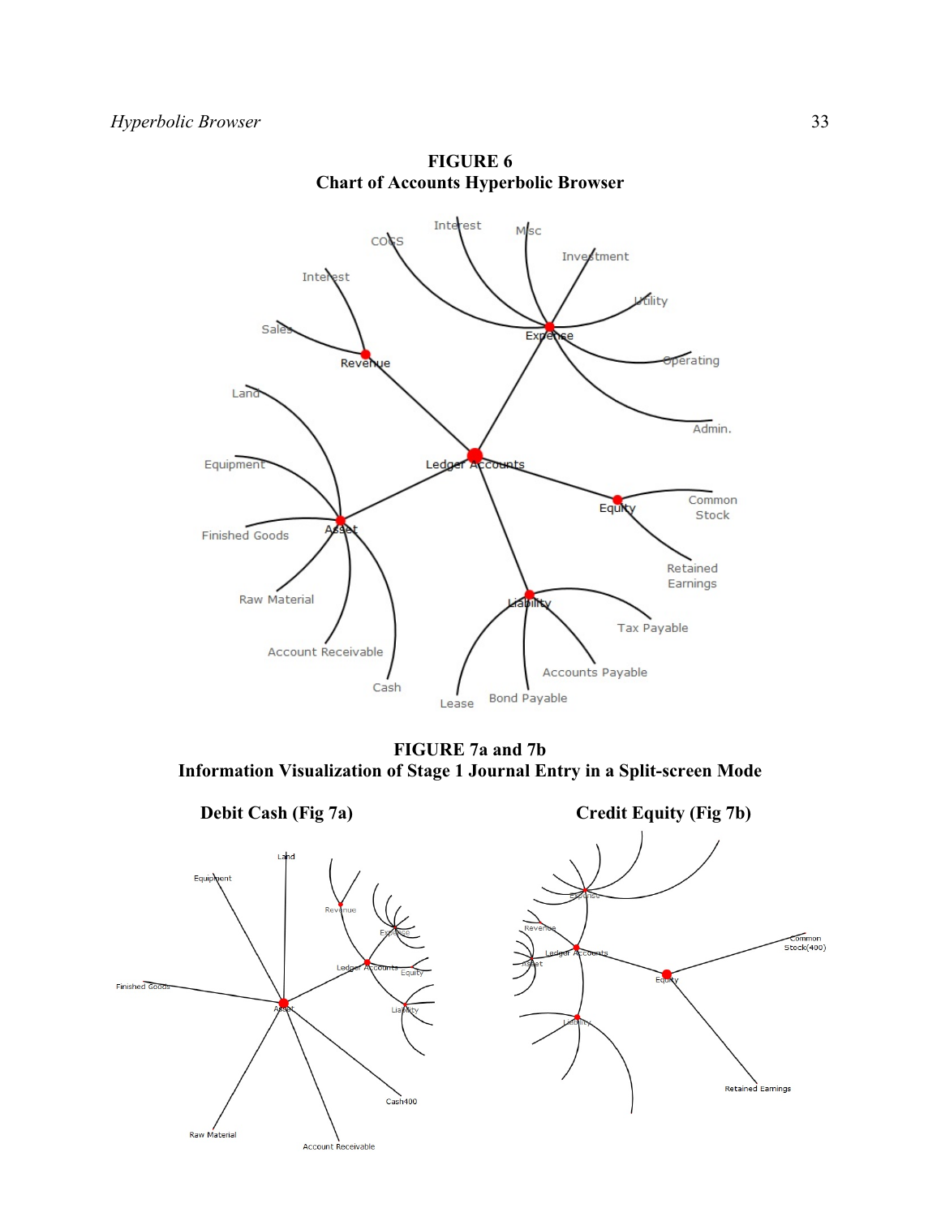**FIGURE 6**
**Chart of Accounts Hyperbolic Browser**

**FIGURE 7a and 7b**
**Information Visualization of Stage 1 Journal Entry in a Split-screen Mode**

**Debit Cash (Fig 7a)** **Credit Equity (Fig 7b)**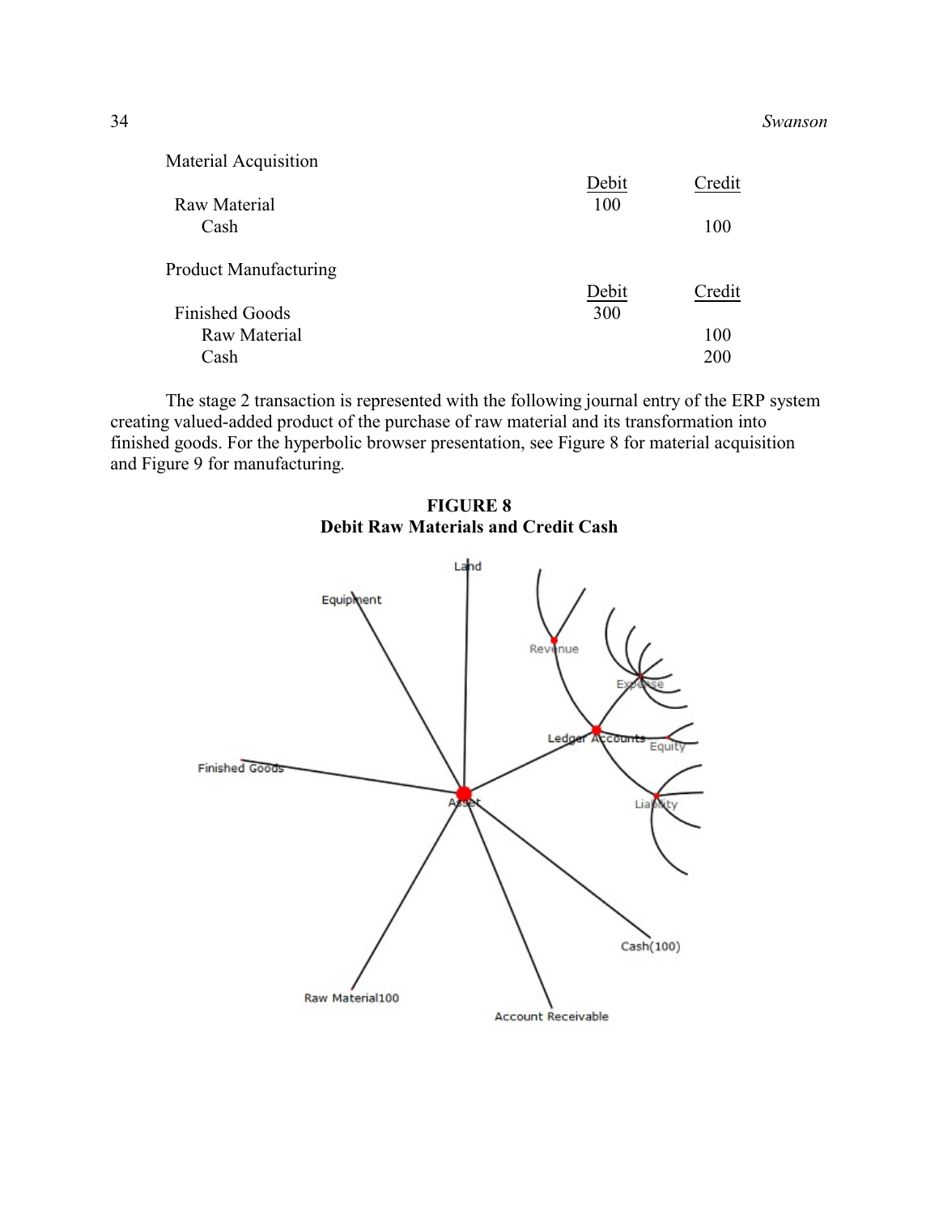Material Acquisition

| | Debit | Credit |
|---|---|---|
| Raw Material | 100 | |
| Cash | | 100 |

Product Manufacturing

| | Debit | Credit |
|---|---|---|
| Finished Goods | 300 | |
| Raw Material | | 100 |
| Cash | | 200 |

The stage 2 transaction is represented with the following journal entry of the ERP system creating valued-added product of the purchase of raw material and its transformation into finished goods. For the hyperbolic browser presentation, see Figure 8 for material acquisition and Figure 9 for manufacturing.

**FIGURE 8**
**Debit Raw Materials and Credit Cash**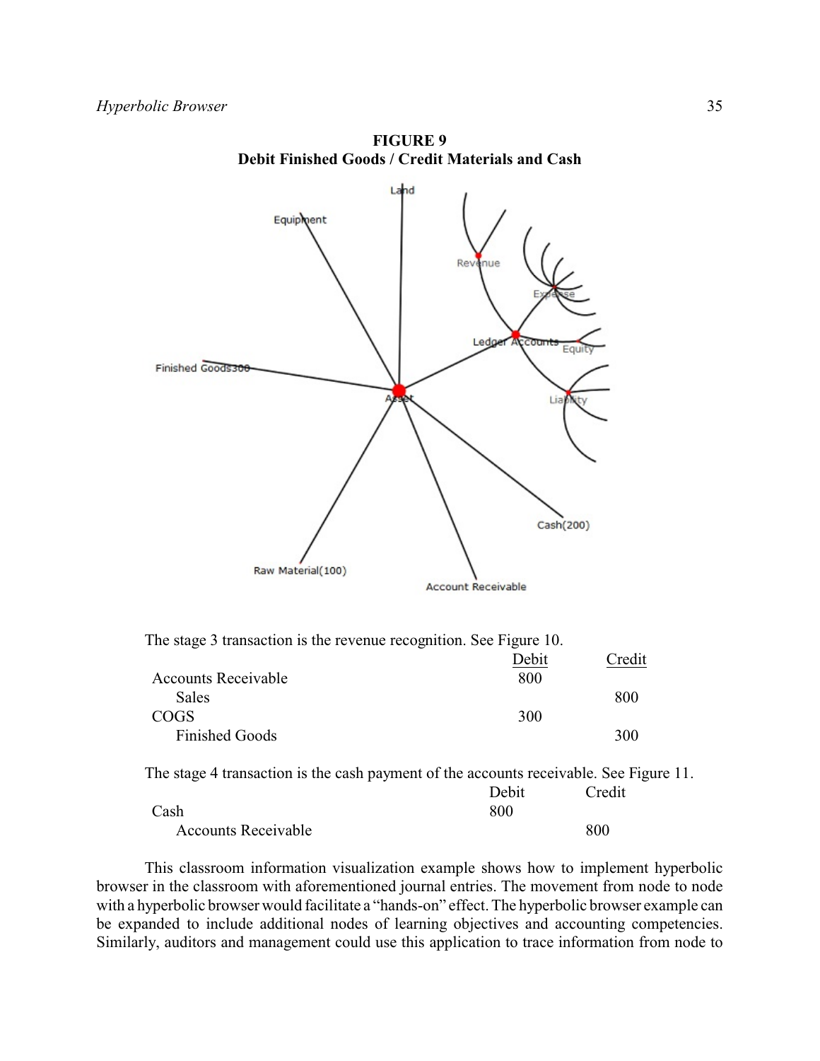**FIGURE 9**
**Debit Finished Goods / Credit Materials and Cash**

The stage 3 transaction is the revenue recognition. See Figure 10.

| | Debit | Credit |
|---|---|---|
| Accounts Receivable | 800 | |
| Sales | | 800 |
| COGS | 300 | |
| Finished Goods | | 300 |

The stage 4 transaction is the cash payment of the accounts receivable. See Figure 11.

| | Debit | Credit |
|---|---|---|
| Cash | 800 | |
| Accounts Receivable | | 800 |

This classroom information visualization example shows how to implement hyperbolic browser in the classroom with aforementioned journal entries. The movement from node to node with a hyperbolic browser would facilitate a "hands-on" effect. The hyperbolic browser example can be expanded to include additional nodes of learning objectives and accounting competencies. Similarly, auditors and management could use this application to trace information from node to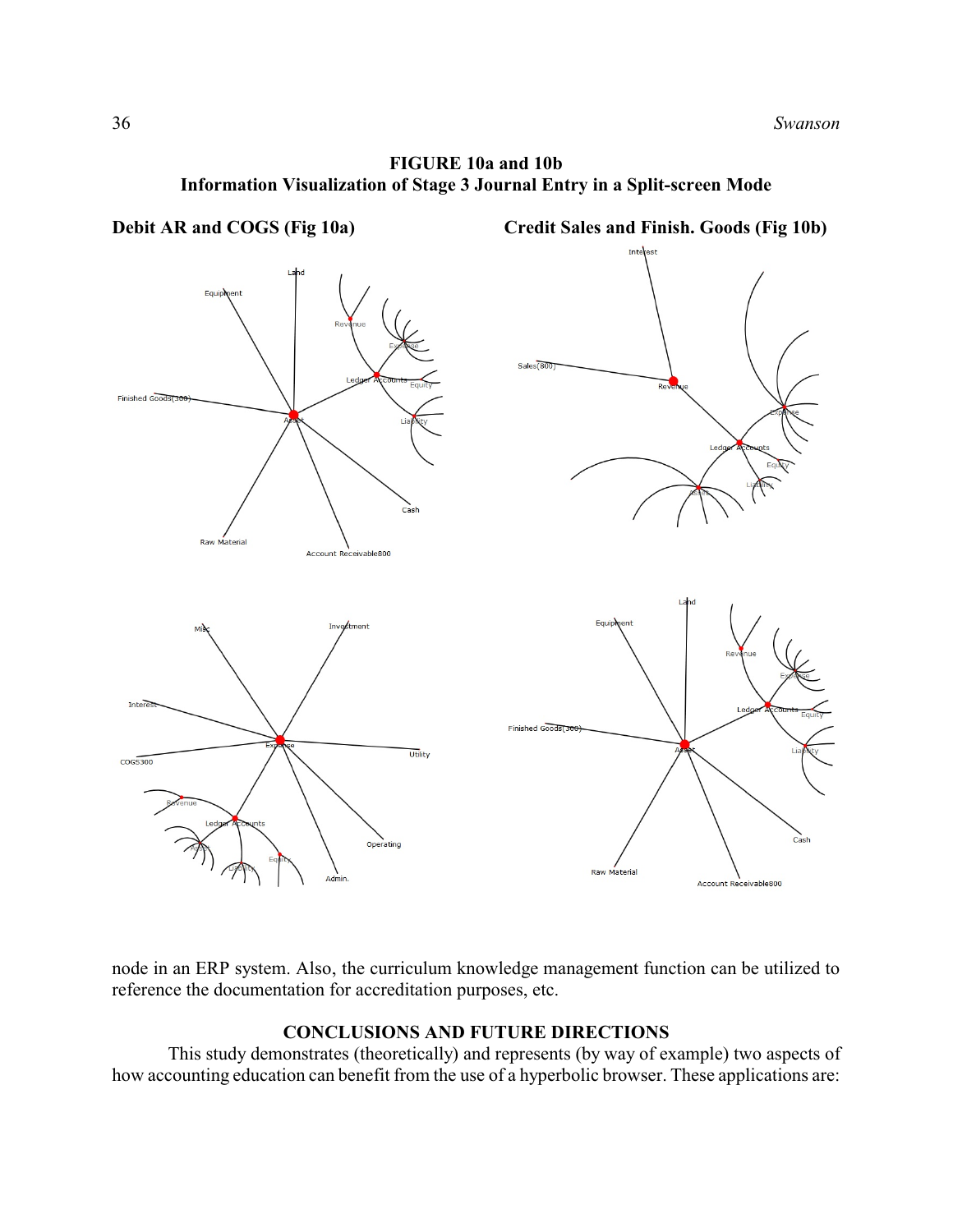**FIGURE 10a and 10b**
**Information Visualization of Stage 3 Journal Entry in a Split-screen Mode**

**Debit AR and COGS (Fig 10a)** **Credit Sales and Finish. Goods (Fig 10b)**

node in an ERP system. Also, the curriculum knowledge management function can be utilized to reference the documentation for accreditation purposes, etc.

## CONCLUSIONS AND FUTURE DIRECTIONS

This study demonstrates (theoretically) and represents (by way of example) two aspects of how accounting education can benefit from the use of a hyperbolic browser. These applications are: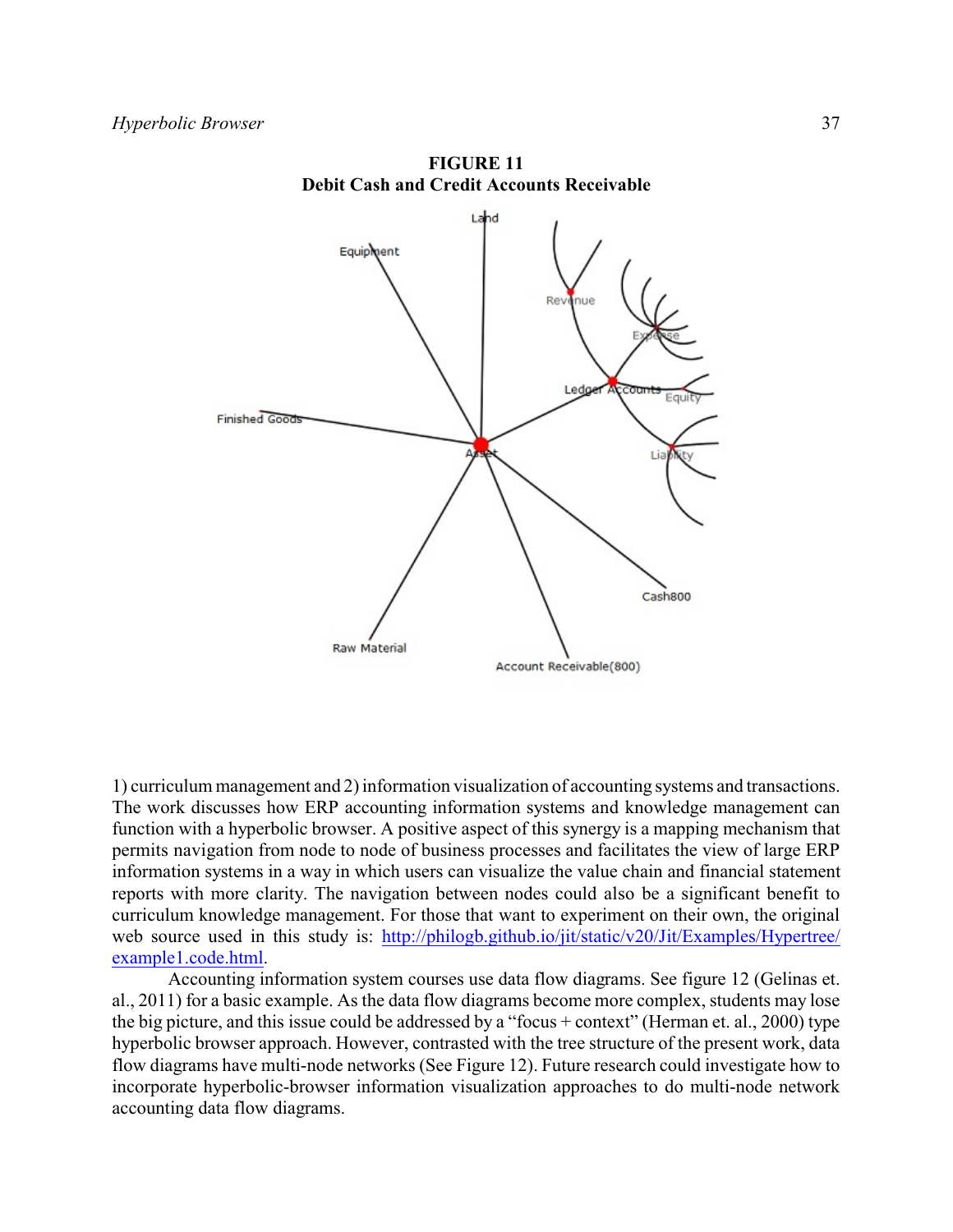**FIGURE 11**
**Debit Cash and Credit Accounts Receivable**

1) curriculum management and 2) information visualization of accounting systems and transactions. The work discusses how ERP accounting information systems and knowledge management can function with a hyperbolic browser. A positive aspect of this synergy is a mapping mechanism that permits navigation from node to node of business processes and facilitates the view of large ERP information systems in a way in which users can visualize the value chain and financial statement reports with more clarity. The navigation between nodes could also be a significant benefit to curriculum knowledge management. For those that want to experiment on their own, the original web source used in this study is: [http://philogb.github.io/jit/static/v20/Jit/Examples/Hypertree/example1.code.html](http://philogb.github.io/jit/static/v20/Jit/Examples/Hypertree/example1.code.html).

Accounting information system courses use data flow diagrams. See figure 12 (Gelinas et. al., 2011) for a basic example. As the data flow diagrams become more complex, students may lose the big picture, and this issue could be addressed by a "focus + context" (Herman et. al., 2000) type hyperbolic browser approach. However, contrasted with the tree structure of the present work, data flow diagrams have multi-node networks (See Figure 12). Future research could investigate how to incorporate hyperbolic-browser information visualization approaches to do multi-node network accounting data flow diagrams.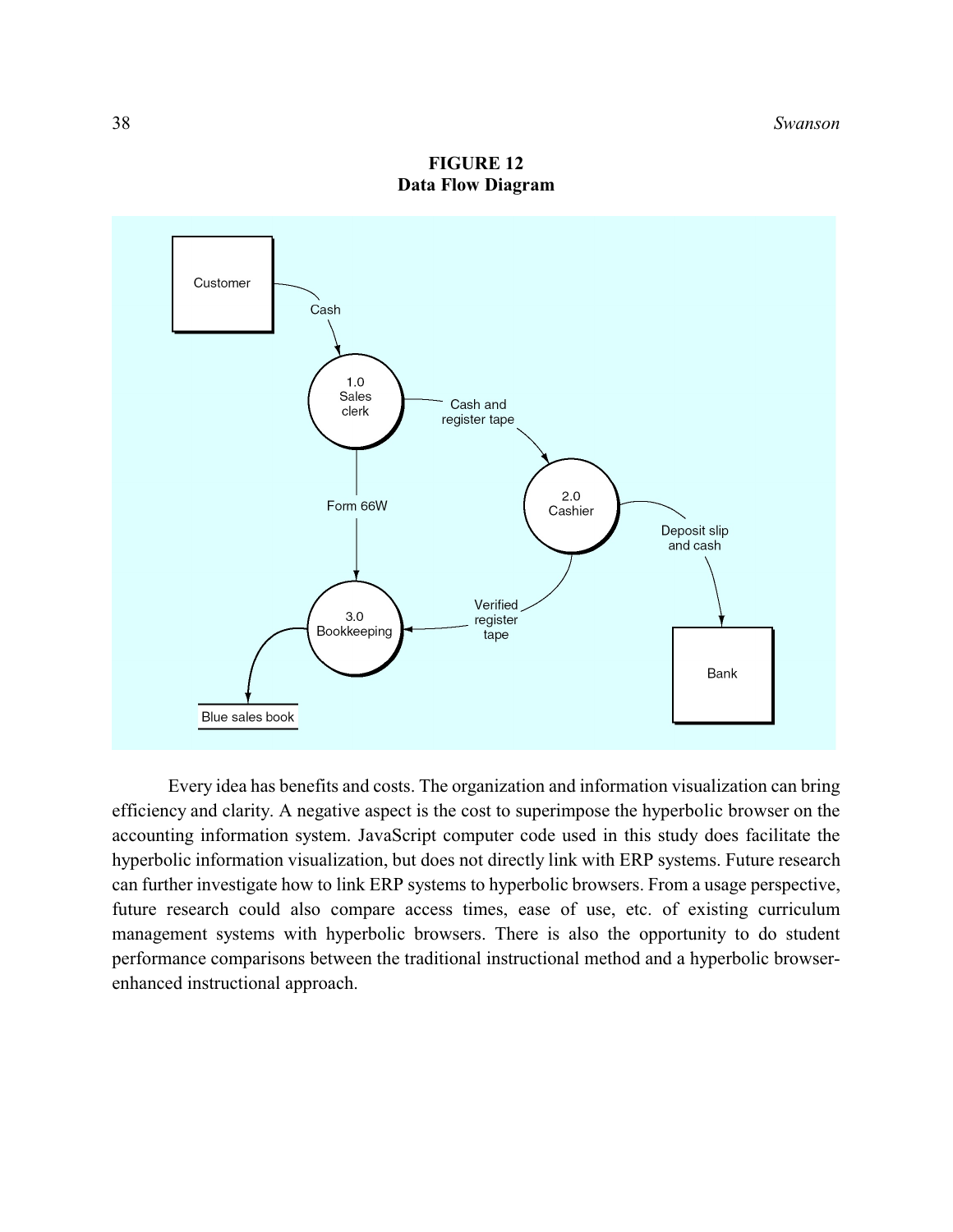**FIGURE 12**
**Data Flow Diagram**

Customer

Cash

1.0 Sales clerk

Cash and register tape

2.0 Cashier

Form 66W

Deposit slip and cash

3.0 Bookkeeping

Verified register tape

Bank

Blue sales book

Every idea has benefits and costs. The organization and information visualization can bring efficiency and clarity. A negative aspect is the cost to superimpose the hyperbolic browser on the accounting information system. JavaScript computer code used in this study does facilitate the hyperbolic information visualization, but does not directly link with ERP systems. Future research can further investigate how to link ERP systems to hyperbolic browsers. From a usage perspective, future research could also compare access times, ease of use, etc. of existing curriculum management systems with hyperbolic browsers. There is also the opportunity to do student performance comparisons between the traditional instructional method and a hyperbolic browser-enhanced instructional approach.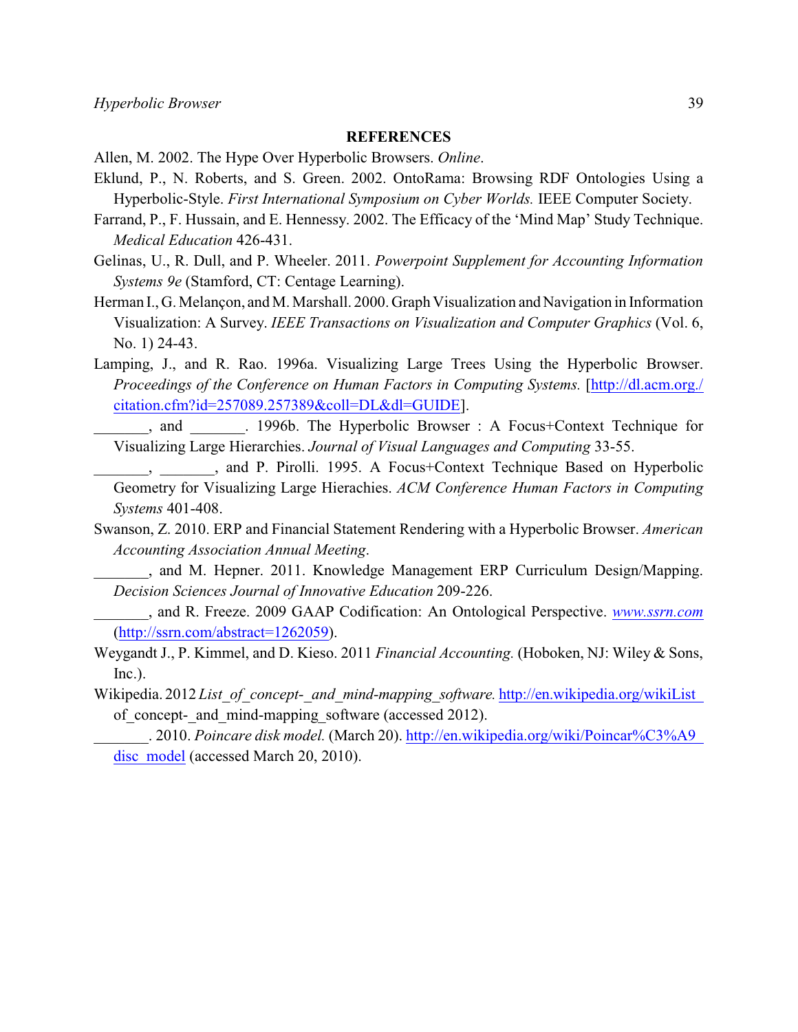## REFERENCES

Allen, M. 2002. The Hype Over Hyperbolic Browsers. *Online*.

Eklund, P., N. Roberts, and S. Green. 2002. OntoRama: Browsing RDF Ontologies Using a Hyperbolic-Style. *First International Symposium on Cyber Worlds.* IEEE Computer Society.

Farrand, P., F. Hussain, and E. Hennessy. 2002. The Efficacy of the 'Mind Map' Study Technique. *Medical Education* 426-431.

Gelinas, U., R. Dull, and P. Wheeler. 2011. *Powerpoint Supplement for Accounting Information Systems 9e* (Stamford, CT: Centage Learning).

Herman I., G. Melançon, and M. Marshall. 2000. Graph Visualization and Navigation in Information Visualization: A Survey. *IEEE Transactions on Visualization and Computer Graphics* (Vol. 6, No. 1) 24-43.

Lamping, J., and R. Rao. 1996a. Visualizing Large Trees Using the Hyperbolic Browser. *Proceedings of the Conference on Human Factors in Computing Systems.* [http://dl.acm.org./citation.cfm?id=257089.257389&coll=DL&dl=GUIDE].

_______, and _______. 1996b. The Hyperbolic Browser : A Focus+Context Technique for Visualizing Large Hierarchies. *Journal of Visual Languages and Computing* 33-55.

_______, _______, and P. Pirolli. 1995. A Focus+Context Technique Based on Hyperbolic Geometry for Visualizing Large Hierachies. *ACM Conference Human Factors in Computing Systems* 401-408.

Swanson, Z. 2010. ERP and Financial Statement Rendering with a Hyperbolic Browser. *American Accounting Association Annual Meeting*.

_______, and M. Hepner. 2011. Knowledge Management ERP Curriculum Design/Mapping. *Decision Sciences Journal of Innovative Education* 209-226.

_______, and R. Freeze. 2009 GAAP Codification: An Ontological Perspective. *www.ssrn.com* (http://ssrn.com/abstract=1262059).

Weygandt J., P. Kimmel, and D. Kieso. 2011 *Financial Accounting.* (Hoboken, NJ: Wiley & Sons, Inc.).

Wikipedia. 2012 *List_of_concept-_and_mind-mapping_software.* http://en.wikipedia.org/wikiList_of_concept-_and_mind-mapping_software (accessed 2012).

_______. 2010. *Poincare disk model.* (March 20). http://en.wikipedia.org/wiki/Poincar%C3%A9_disc_model (accessed March 20, 2010).